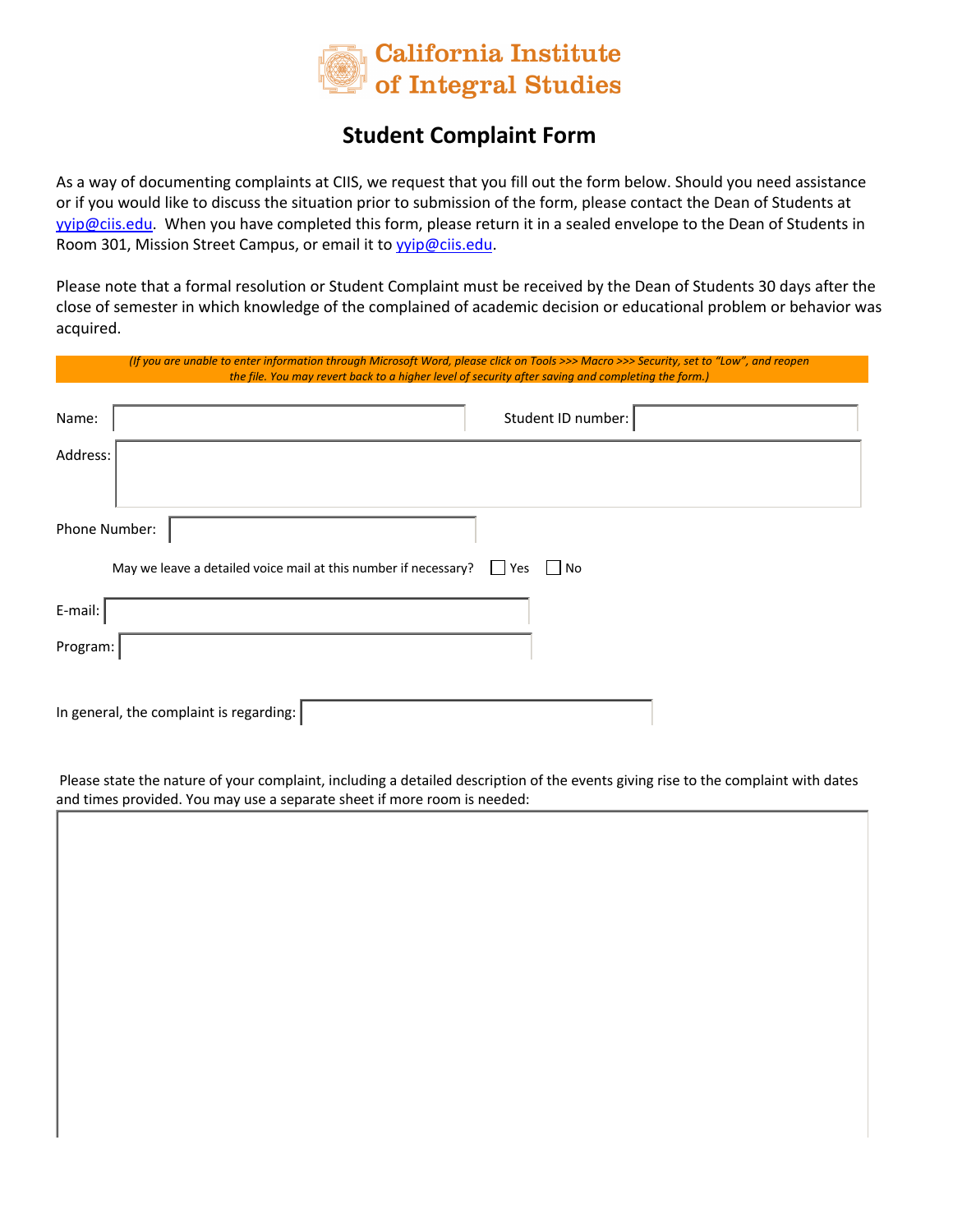California Institute of Integral Studies

# Student Complaint Form

As a way of documenting complaints at CIIS, we request that you fill out the form below. Should you need assistance or if you would like to discuss the situation prior to submission of the form, please contact the Dean of Students at yyip@ciis.edu. When you have completed this form, please return it in a sealed envelope to the Dean of Students in Room 301, Mission Street Campus, or email it to yyip@ciis.edu.

Please note that a formal resolution or Student Complaint must be received by the Dean of Students 30 days after the close of semester in which knowledge of the complained of academic decision or educational problem or behavior was acquired.

*(If you are unable to enter information through Microsoft Word, please click on Tools >>> Macro >>> Security, set to "Low", and reopen the file. You may revert back to a higher level of security after saving and completing the form.)*

Name: ____________________ Student ID number: ____________________

Address: ____________________

Phone Number: ____________________

May we leave a detailed voice mail at this number if necessary? ☐ Yes ☐ No

E-mail: ____________________

Program: ____________________

In general, the complaint is regarding: ____________________

Please state the nature of your complaint, including a detailed description of the events giving rise to the complaint with dates and times provided. You may use a separate sheet if more room is needed: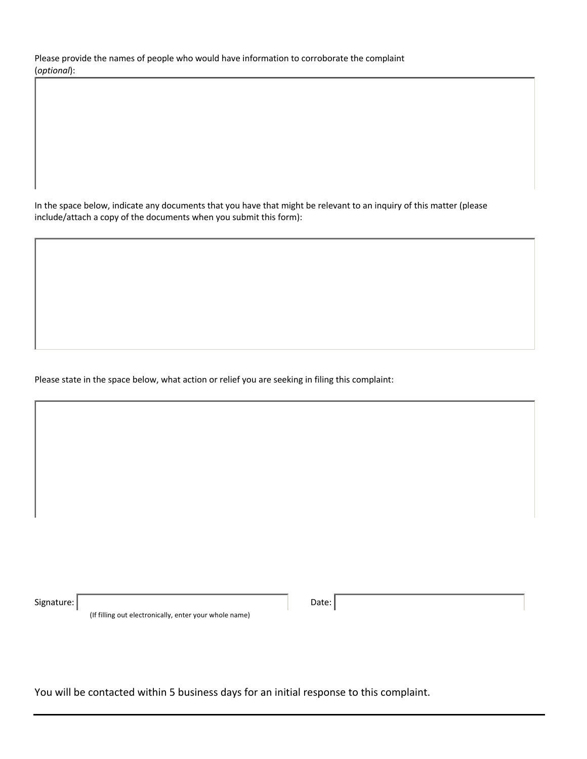Please provide the names of people who would have information to corroborate the complaint (*optional*):

In the space below, indicate any documents that you have that might be relevant to an inquiry of this matter (please include/attach a copy of the documents when you submit this form):

Please state in the space below, what action or relief you are seeking in filing this complaint:

Signature: ______________________ Date: ______________________

(If filling out electronically, enter your whole name)

You will be contacted within 5 business days for an initial response to this complaint.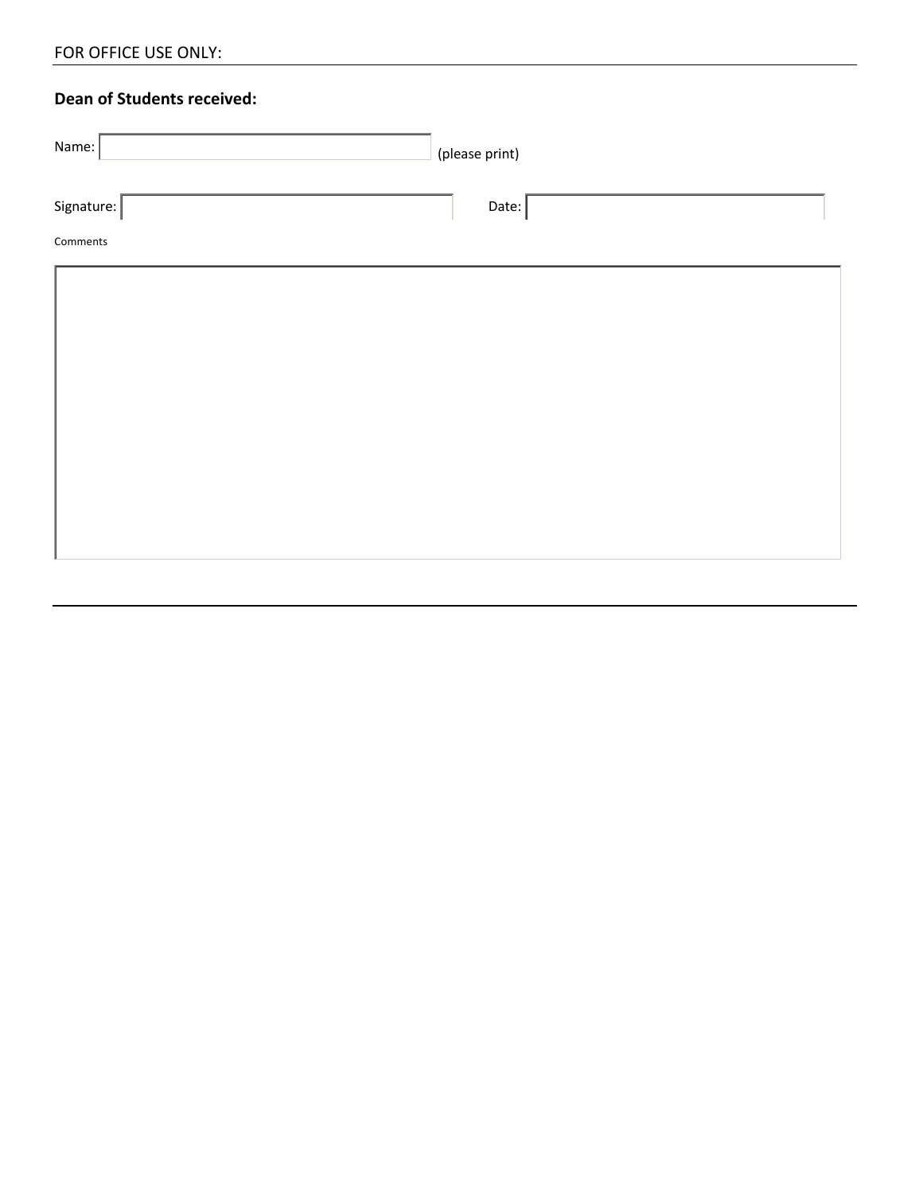FOR OFFICE USE ONLY:

**Dean of Students received:**

Name: (please print)

Signature: Date:

Comments